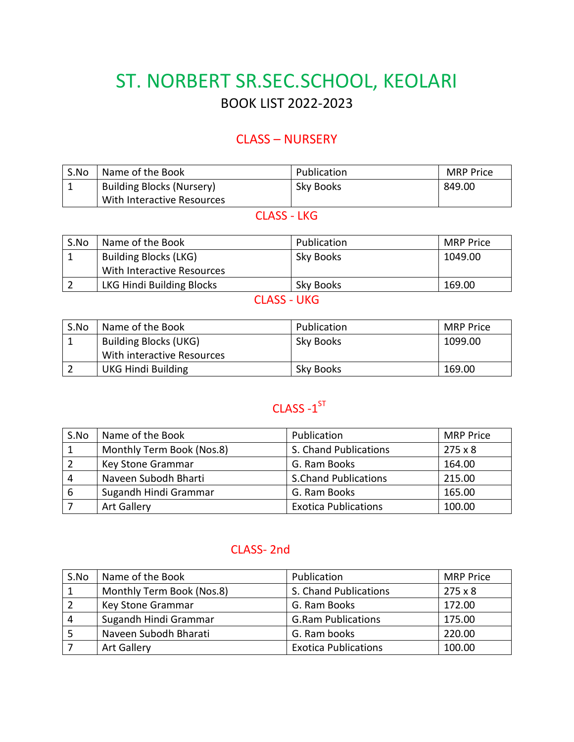# ST. NORBERT SR.SEC.SCHOOL, KEOLARI

## BOOK LIST 2022-2023

### CLASS – NURSERY

| S.No | Name of the Book | Publication | MRP Price |
|---|---|---|---|
| 1 | Building Blocks (Nursery) With Interactive Resources | Sky Books | 849.00 |

### CLASS - LKG

| S.No | Name of the Book | Publication | MRP Price |
|---|---|---|---|
| 1 | Building Blocks (LKG) With Interactive Resources | Sky Books | 1049.00 |
| 2 | LKG Hindi Building Blocks | Sky Books | 169.00 |

### CLASS - UKG

| S.No | Name of the Book | Publication | MRP Price |
|---|---|---|---|
| 1 | Building Blocks (UKG) With interactive Resources | Sky Books | 1099.00 |
| 2 | UKG Hindi Building | Sky Books | 169.00 |

### CLASS -1ST

| S.No | Name of the Book | Publication | MRP Price |
|---|---|---|---|
| 1 | Monthly Term Book (Nos.8) | S. Chand Publications | 275 x 8 |
| 2 | Key Stone Grammar | G. Ram Books | 164.00 |
| 4 | Naveen Subodh Bharti | S.Chand Publications | 215.00 |
| 6 | Sugandh Hindi Grammar | G. Ram Books | 165.00 |
| 7 | Art Gallery | Exotica Publications | 100.00 |

### CLASS- 2nd

| S.No | Name of the Book | Publication | MRP Price |
|---|---|---|---|
| 1 | Monthly Term Book (Nos.8) | S. Chand Publications | 275 x 8 |
| 2 | Key Stone Grammar | G. Ram Books | 172.00 |
| 4 | Sugandh Hindi Grammar | G.Ram Publications | 175.00 |
| 5 | Naveen Subodh Bharati | G. Ram books | 220.00 |
| 7 | Art Gallery | Exotica Publications | 100.00 |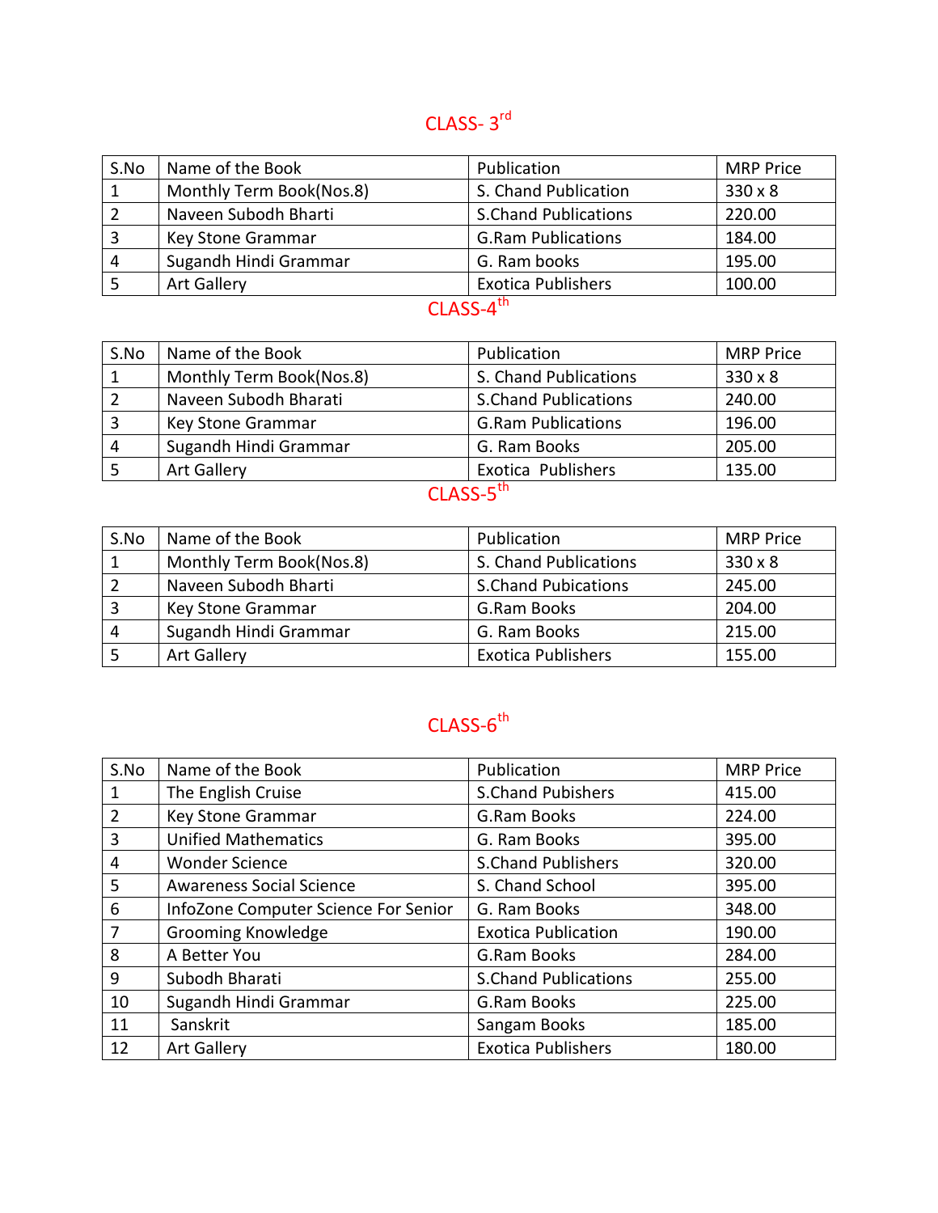## CLASS- 3rd

| S.No | Name of the Book | Publication | MRP Price |
|---|---|---|---|
| 1 | Monthly Term Book(Nos.8) | S. Chand Publication | 330 x 8 |
| 2 | Naveen Subodh Bharti | S.Chand Publications | 220.00 |
| 3 | Key Stone Grammar | G.Ram Publications | 184.00 |
| 4 | Sugandh Hindi Grammar | G. Ram books | 195.00 |
| 5 | Art Gallery | Exotica Publishers | 100.00 |

## CLASS-4th

| S.No | Name of the Book | Publication | MRP Price |
|---|---|---|---|
| 1 | Monthly Term Book(Nos.8) | S. Chand Publications | 330 x 8 |
| 2 | Naveen Subodh Bharati | S.Chand Publications | 240.00 |
| 3 | Key Stone Grammar | G.Ram Publications | 196.00 |
| 4 | Sugandh Hindi Grammar | G. Ram Books | 205.00 |
| 5 | Art Gallery | Exotica Publishers | 135.00 |

## CLASS-5th

| S.No | Name of the Book | Publication | MRP Price |
|---|---|---|---|
| 1 | Monthly Term Book(Nos.8) | S. Chand Publications | 330 x 8 |
| 2 | Naveen Subodh Bharti | S.Chand Pubications | 245.00 |
| 3 | Key Stone Grammar | G.Ram Books | 204.00 |
| 4 | Sugandh Hindi Grammar | G. Ram Books | 215.00 |
| 5 | Art Gallery | Exotica Publishers | 155.00 |

## CLASS-6th

| S.No | Name of the Book | Publication | MRP Price |
|---|---|---|---|
| 1 | The English Cruise | S.Chand Pubishers | 415.00 |
| 2 | Key Stone Grammar | G.Ram Books | 224.00 |
| 3 | Unified Mathematics | G. Ram Books | 395.00 |
| 4 | Wonder Science | S.Chand Publishers | 320.00 |
| 5 | Awareness Social Science | S. Chand School | 395.00 |
| 6 | InfoZone Computer Science For Senior | G. Ram Books | 348.00 |
| 7 | Grooming Knowledge | Exotica Publication | 190.00 |
| 8 | A Better You | G.Ram Books | 284.00 |
| 9 | Subodh Bharati | S.Chand Publications | 255.00 |
| 10 | Sugandh Hindi Grammar | G.Ram Books | 225.00 |
| 11 | Sanskrit | Sangam Books | 185.00 |
| 12 | Art Gallery | Exotica Publishers | 180.00 |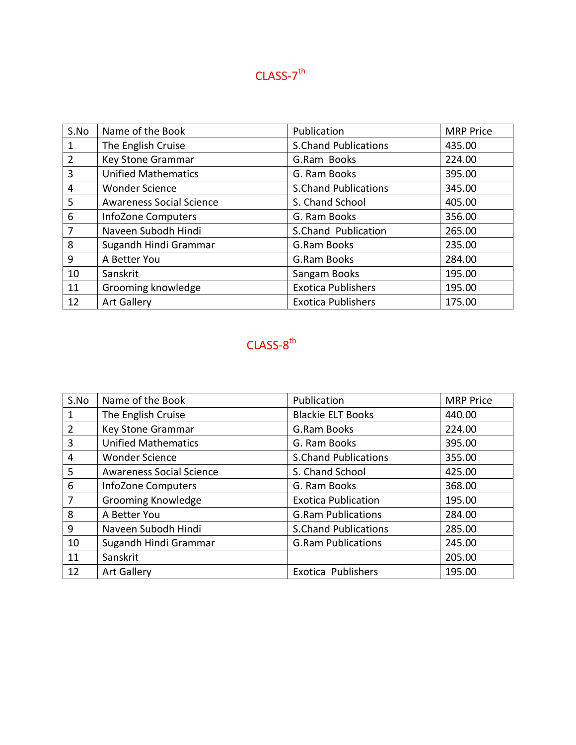## CLASS-7th

| S.No | Name of the Book | Publication | MRP Price |
|---|---|---|---|
| 1 | The English Cruise | S.Chand Publications | 435.00 |
| 2 | Key Stone Grammar | G.Ram Books | 224.00 |
| 3 | Unified Mathematics | G. Ram Books | 395.00 |
| 4 | Wonder Science | S.Chand Publications | 345.00 |
| 5 | Awareness Social Science | S. Chand School | 405.00 |
| 6 | InfoZone Computers | G. Ram Books | 356.00 |
| 7 | Naveen Subodh Hindi | S.Chand Publication | 265.00 |
| 8 | Sugandh Hindi Grammar | G.Ram Books | 235.00 |
| 9 | A Better You | G.Ram Books | 284.00 |
| 10 | Sanskrit | Sangam Books | 195.00 |
| 11 | Grooming knowledge | Exotica Publishers | 195.00 |
| 12 | Art Gallery | Exotica Publishers | 175.00 |

## CLASS-8th

| S.No | Name of the Book | Publication | MRP Price |
|---|---|---|---|
| 1 | The English Cruise | Blackie ELT Books | 440.00 |
| 2 | Key Stone Grammar | G.Ram Books | 224.00 |
| 3 | Unified Mathematics | G. Ram Books | 395.00 |
| 4 | Wonder Science | S.Chand Publications | 355.00 |
| 5 | Awareness Social Science | S. Chand School | 425.00 |
| 6 | InfoZone Computers | G. Ram Books | 368.00 |
| 7 | Grooming Knowledge | Exotica Publication | 195.00 |
| 8 | A Better You | G.Ram Publications | 284.00 |
| 9 | Naveen Subodh Hindi | S.Chand Publications | 285.00 |
| 10 | Sugandh Hindi Grammar | G.Ram Publications | 245.00 |
| 11 | Sanskrit | | 205.00 |
| 12 | Art Gallery | Exotica Publishers | 195.00 |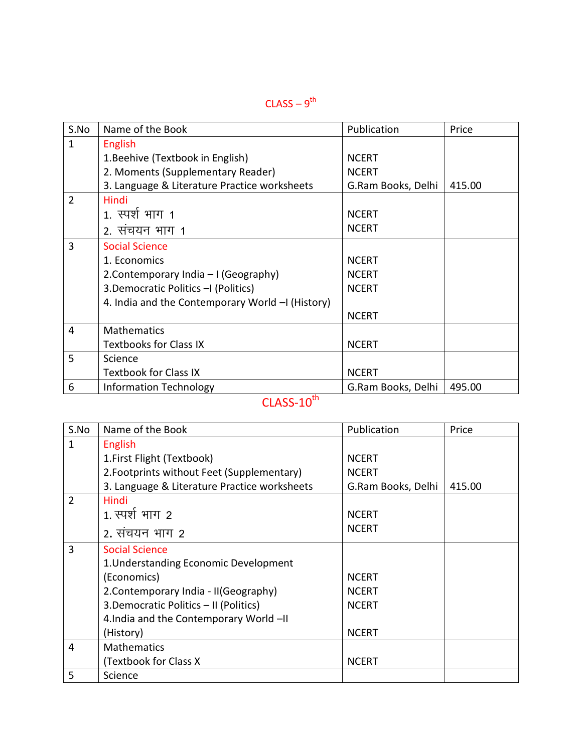## CLASS – 9th

| S.No | Name of the Book | Publication | Price |
|---|---|---|---|
| 1 | English<br>1.Beehive (Textbook in English)<br>2. Moments (Supplementary Reader)<br>3. Language & Literature Practice worksheets | <br>NCERT<br>NCERT<br>G.Ram Books, Delhi | <br><br><br>415.00 |
| 2 | Hindi<br>1. स्पर्श भाग 1<br>2. संचयन भाग 1 | <br>NCERT<br>NCERT | |
| 3 | Social Science<br>1. Economics<br>2.Contemporary India – I (Geography)<br>3.Democratic Politics –I (Politics)<br>4. India and the Contemporary World –I (History) | <br>NCERT<br>NCERT<br>NCERT<br>NCERT | |
| 4 | Mathematics<br>Textbooks for Class IX | <br>NCERT | |
| 5 | Science<br>Textbook for Class IX | <br>NCERT | |
| 6 | Information Technology | G.Ram Books, Delhi | 495.00 |

## CLASS-10th

| S.No | Name of the Book | Publication | Price |
|---|---|---|---|
| 1 | English<br>1.First Flight (Textbook)<br>2.Footprints without Feet (Supplementary)<br>3. Language & Literature Practice worksheets | <br>NCERT<br>NCERT<br>G.Ram Books, Delhi | <br><br><br>415.00 |
| 2 | Hindi<br>1. स्पर्श भाग 2<br>2. संचयन भाग 2 | <br>NCERT<br>NCERT | |
| 3 | Social Science<br>1.Understanding Economic Development (Economics)<br>2.Contemporary India - II(Geography)<br>3.Democratic Politics – II (Politics)<br>4.India and the Contemporary World –II (History) | <br>NCERT<br>NCERT<br>NCERT<br>NCERT | |
| 4 | Mathematics<br>(Textbook for Class X | <br>NCERT | |
| 5 | Science | | |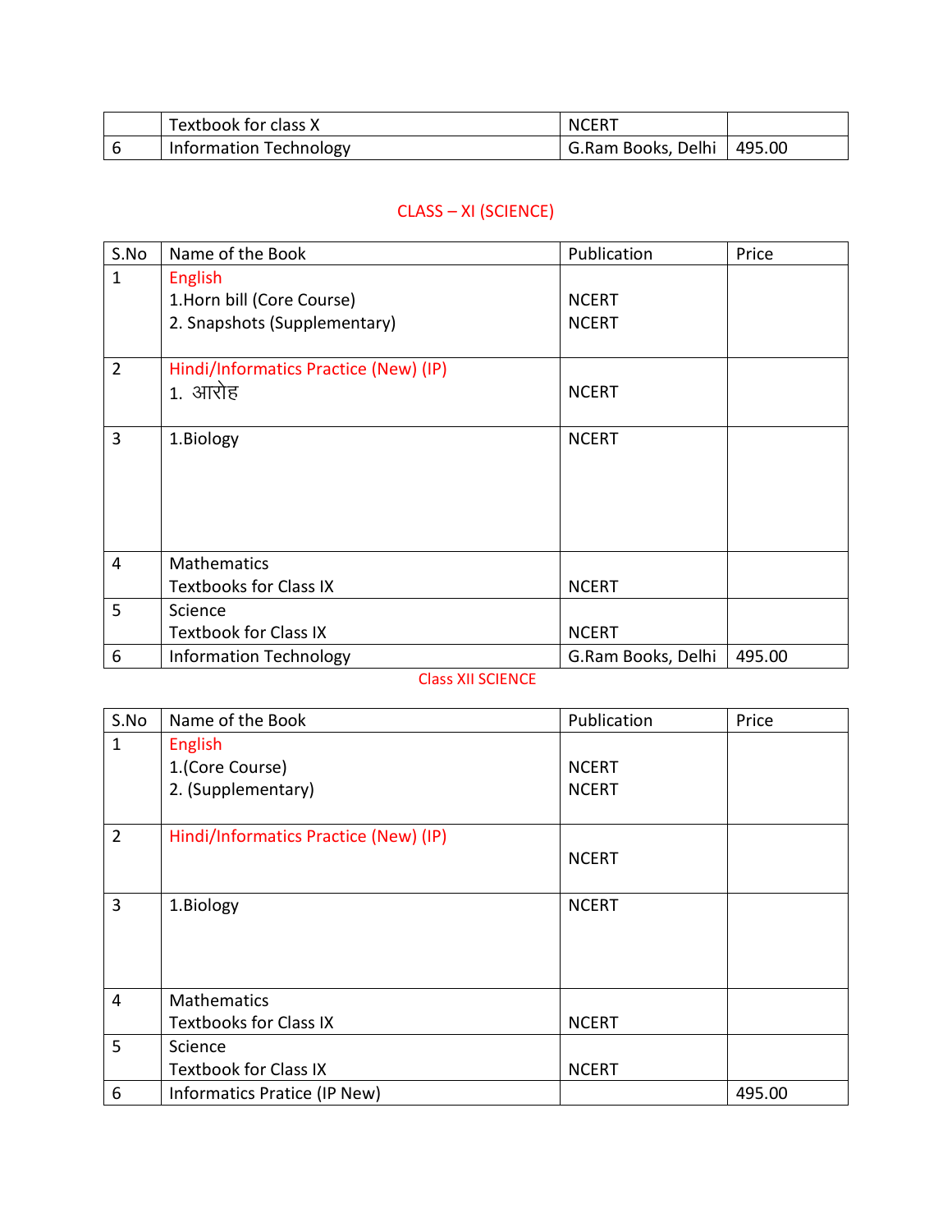| | | | |
|---|---|---|---|
| | Textbook for class X | NCERT | |
| 6 | Information Technology | G.Ram Books, Delhi | 495.00 |

## CLASS – XI (SCIENCE)

| S.No | Name of the Book | Publication | Price |
|---|---|---|---|
| 1 | English<br>1.Horn bill (Core Course)<br>2. Snapshots (Supplementary) | <br>NCERT<br>NCERT | |
| 2 | Hindi/Informatics Practice (New) (IP)<br>1. आरोह | <br>NCERT | |
| 3 | 1.Biology | NCERT | |
| 4 | Mathematics<br>Textbooks for Class IX | <br>NCERT | |
| 5 | Science<br>Textbook for Class IX | <br>NCERT | |
| 6 | Information Technology | G.Ram Books, Delhi | 495.00 |

## Class XII SCIENCE

| S.No | Name of the Book | Publication | Price |
|---|---|---|---|
| 1 | English<br>1.(Core Course)<br>2. (Supplementary) | <br>NCERT<br>NCERT | |
| 2 | Hindi/Informatics Practice (New) (IP) | NCERT | |
| 3 | 1.Biology | NCERT | |
| 4 | Mathematics<br>Textbooks for Class IX | <br>NCERT | |
| 5 | Science<br>Textbook for Class IX | <br>NCERT | |
| 6 | Informatics Pratice (IP New) | | 495.00 |